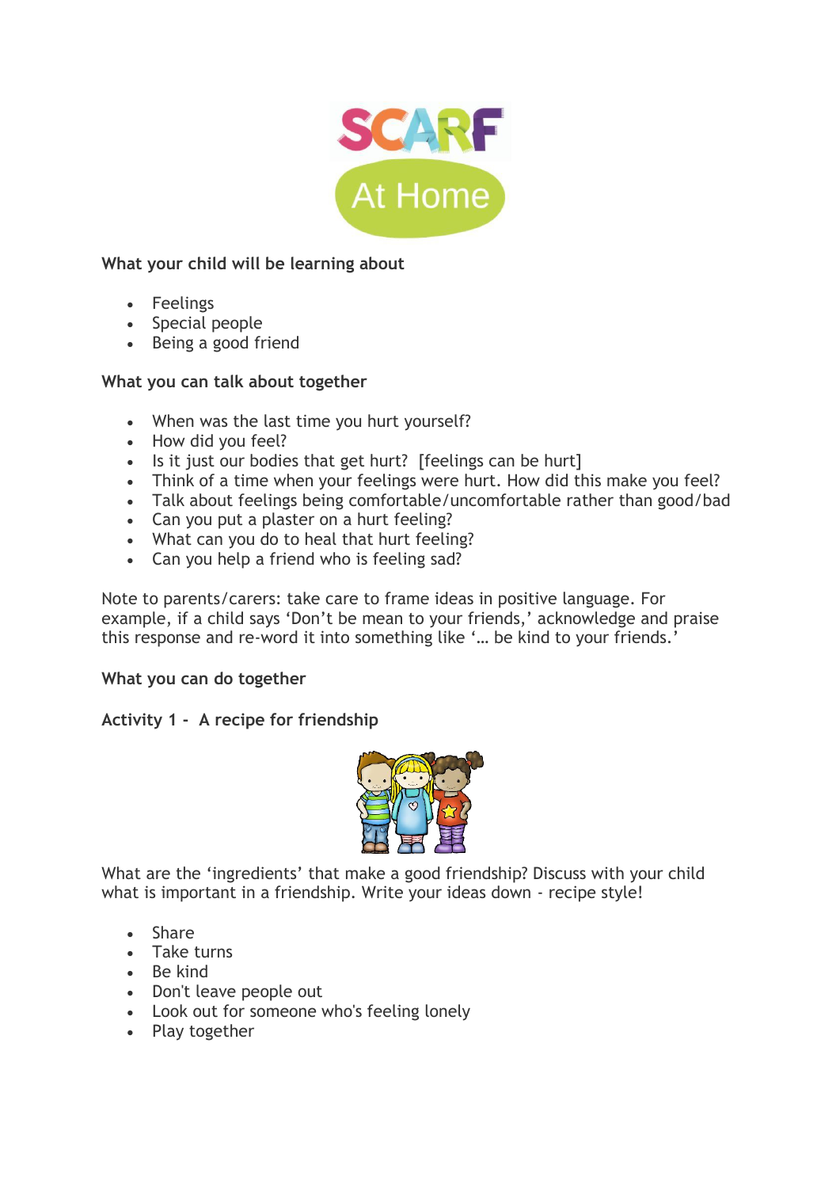SCARF

At Home

**What your child will be learning about**

- Feelings
- Special people
- Being a good friend

**What you can talk about together**

- When was the last time you hurt yourself?
- How did you feel?
- Is it just our bodies that get hurt?  [feelings can be hurt]
- Think of a time when your feelings were hurt. How did this make you feel?
- Talk about feelings being comfortable/uncomfortable rather than good/bad
- Can you put a plaster on a hurt feeling?
- What can you do to heal that hurt feeling?
- Can you help a friend who is feeling sad?

Note to parents/carers: take care to frame ideas in positive language. For example, if a child says 'Don't be mean to your friends,' acknowledge and praise this response and re-word it into something like '… be kind to your friends.'

**What you can do together**

**Activity 1 -  A recipe for friendship**

What are the 'ingredients' that make a good friendship? Discuss with your child what is important in a friendship. Write your ideas down - recipe style!

- Share
- Take turns
- Be kind
- Don't leave people out
- Look out for someone who's feeling lonely
- Play together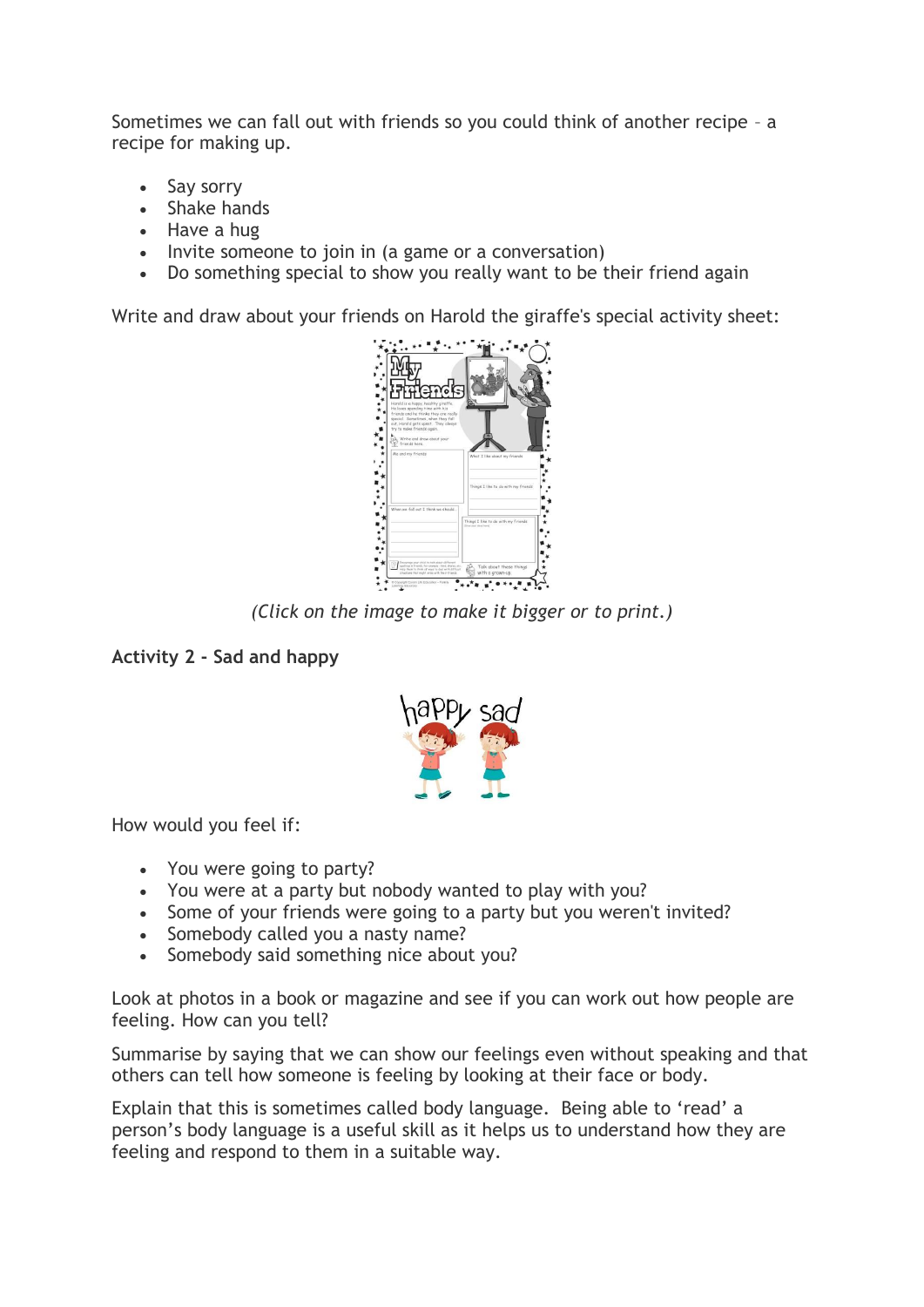Sometimes we can fall out with friends so you could think of another recipe – a recipe for making up.

- Say sorry
- Shake hands
- Have a hug
- Invite someone to join in (a game or a conversation)
- Do something special to show you really want to be their friend again

Write and draw about your friends on Harold the giraffe's special activity sheet:

*(Click on the image to make it bigger or to print.)*

**Activity 2 - Sad and happy**

How would you feel if:

- You were going to party?
- You were at a party but nobody wanted to play with you?
- Some of your friends were going to a party but you weren't invited?
- Somebody called you a nasty name?
- Somebody said something nice about you?

Look at photos in a book or magazine and see if you can work out how people are feeling. How can you tell?

Summarise by saying that we can show our feelings even without speaking and that others can tell how someone is feeling by looking at their face or body.

Explain that this is sometimes called body language. Being able to 'read' a person's body language is a useful skill as it helps us to understand how they are feeling and respond to them in a suitable way.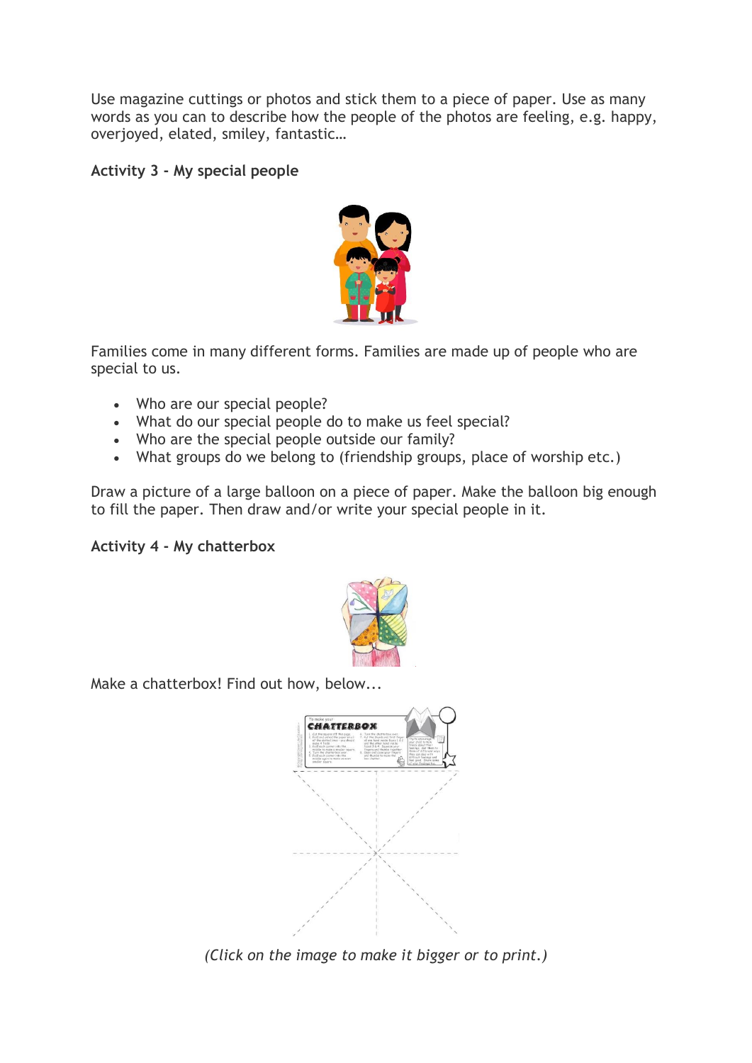Use magazine cuttings or photos and stick them to a piece of paper. Use as many words as you can to describe how the people of the photos are feeling, e.g. happy, overjoyed, elated, smiley, fantastic…

**Activity 3 - My special people**

Families come in many different forms. Families are made up of people who are special to us.

- Who are our special people?
- What do our special people do to make us feel special?
- Who are the special people outside our family?
- What groups do we belong to (friendship groups, place of worship etc.)

Draw a picture of a large balloon on a piece of paper. Make the balloon big enough to fill the paper. Then draw and/or write your special people in it.

**Activity 4 - My chatterbox**

Make a chatterbox! Find out how, below...

*(Click on the image to make it bigger or to print.)*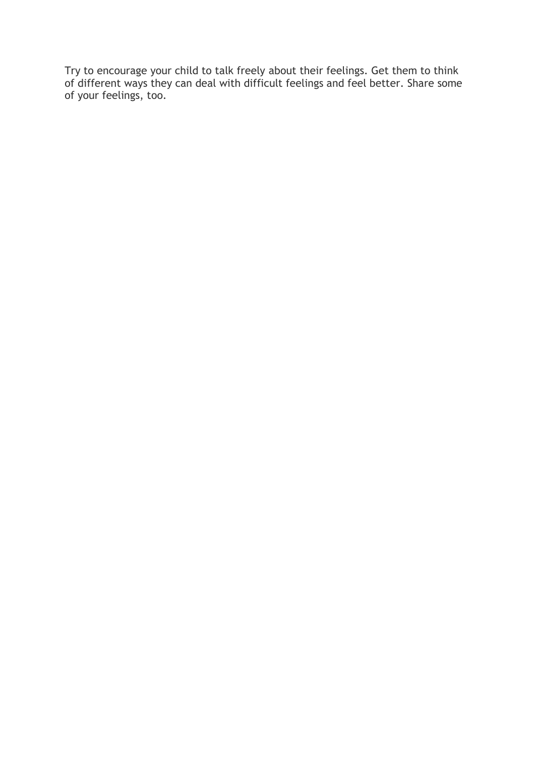Try to encourage your child to talk freely about their feelings. Get them to think of different ways they can deal with difficult feelings and feel better. Share some of your feelings, too.